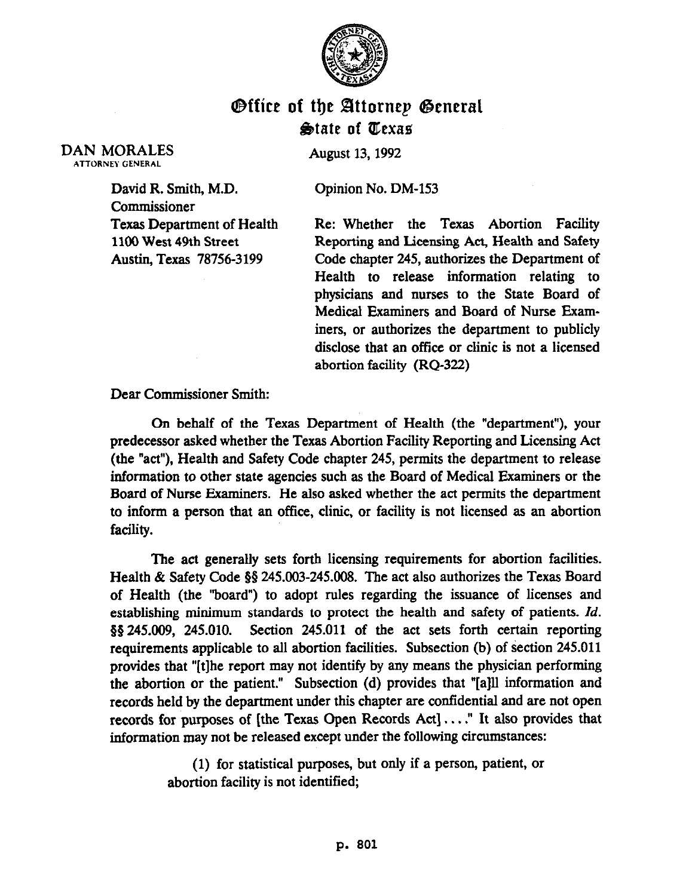# Office of the Attorney General
## State of Texas

DAN MORALES
ATTORNEY GENERAL

August 13, 1992

David R. Smith, M.D.
Commissioner
Texas Department of Health
1100 West 49th Street
Austin, Texas 78756-3199

Opinion No. DM-153

Re: Whether the Texas Abortion Facility Reporting and Licensing Act, Health and Safety Code chapter 245, authorizes the Department of Health to release information relating to physicians and nurses to the State Board of Medical Examiners and Board of Nurse Examiners, or authorizes the department to publicly disclose that an office or clinic is not a licensed abortion facility (RQ-322)

Dear Commissioner Smith:

On behalf of the Texas Department of Health (the "department"), your predecessor asked whether the Texas Abortion Facility Reporting and Licensing Act (the "act"), Health and Safety Code chapter 245, permits the department to release information to other state agencies such as the Board of Medical Examiners or the Board of Nurse Examiners. He also asked whether the act permits the department to inform a person that an office, clinic, or facility is not licensed as an abortion facility.

The act generally sets forth licensing requirements for abortion facilities. Health & Safety Code §§ 245.003-245.008. The act also authorizes the Texas Board of Health (the "board") to adopt rules regarding the issuance of licenses and establishing minimum standards to protect the health and safety of patients. *Id.* §§ 245.009, 245.010. Section 245.011 of the act sets forth certain reporting requirements applicable to all abortion facilities. Subsection (b) of section 245.011 provides that "[t]he report may not identify by any means the physician performing the abortion or the patient." Subsection (d) provides that "[a]ll information and records held by the department under this chapter are confidential and are not open records for purposes of [the Texas Open Records Act] . . . ." It also provides that information may not be released except under the following circumstances:

(1) for statistical purposes, but only if a person, patient, or abortion facility is not identified;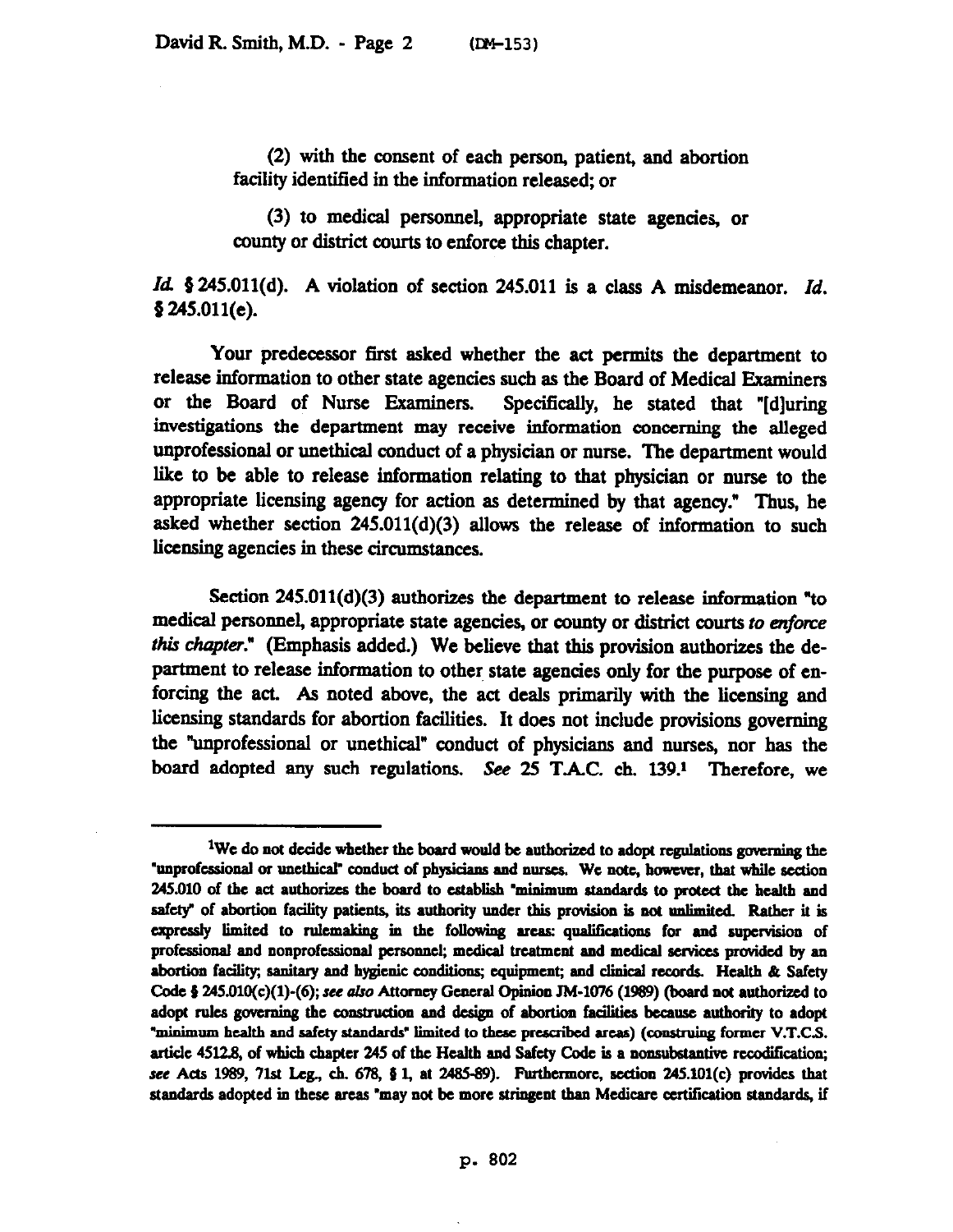(2) with the consent of each person, patient, and abortion facility identified in the information released; or

(3) to medical personnel, appropriate state agencies, or county or district courts to enforce this chapter.

*Id.* § 245.011(d). A violation of section 245.011 is a class A misdemeanor. *Id.* § 245.011(e).

Your predecessor first asked whether the act permits the department to release information to other state agencies such as the Board of Medical Examiners or the Board of Nurse Examiners. Specifically, he stated that "[d]uring investigations the department may receive information concerning the alleged unprofessional or unethical conduct of a physician or nurse. The department would like to be able to release information relating to that physician or nurse to the appropriate licensing agency for action as determined by that agency." Thus, he asked whether section 245.011(d)(3) allows the release of information to such licensing agencies in these circumstances.

Section 245.011(d)(3) authorizes the department to release information "to medical personnel, appropriate state agencies, or county or district courts *to enforce this chapter*." (Emphasis added.) We believe that this provision authorizes the department to release information to other state agencies only for the purpose of enforcing the act. As noted above, the act deals primarily with the licensing and licensing standards for abortion facilities. It does not include provisions governing the "unprofessional or unethical" conduct of physicians and nurses, nor has the board adopted any such regulations. *See* 25 T.A.C. ch. 139.[1] Therefore, we

[1]We do not decide whether the board would be authorized to adopt regulations governing the "unprofessional or unethical" conduct of physicians and nurses. We note, however, that while section 245.010 of the act authorizes the board to establish "minimum standards to protect the health and safety" of abortion facility patients, its authority under this provision is not unlimited. Rather it is expressly limited to rulemaking in the following areas: qualifications for and supervision of professional and nonprofessional personnel; medical treatment and medical services provided by an abortion facility; sanitary and hygienic conditions; equipment; and clinical records. Health & Safety Code § 245.010(c)(1)-(6); *see also* Attorney General Opinion JM-1076 (1989) (board not authorized to adopt rules governing the construction and design of abortion facilities because authority to adopt "minimum health and safety standards" limited to these prescribed areas) (construing former V.T.C.S. article 4512.8, of which chapter 245 of the Health and Safety Code is a nonsubstantive recodification; *see* Acts 1989, 71st Leg., ch. 678, § 1, at 2485-89). Furthermore, section 245.101(c) provides that standards adopted in these areas "may not be more stringent than Medicare certification standards, if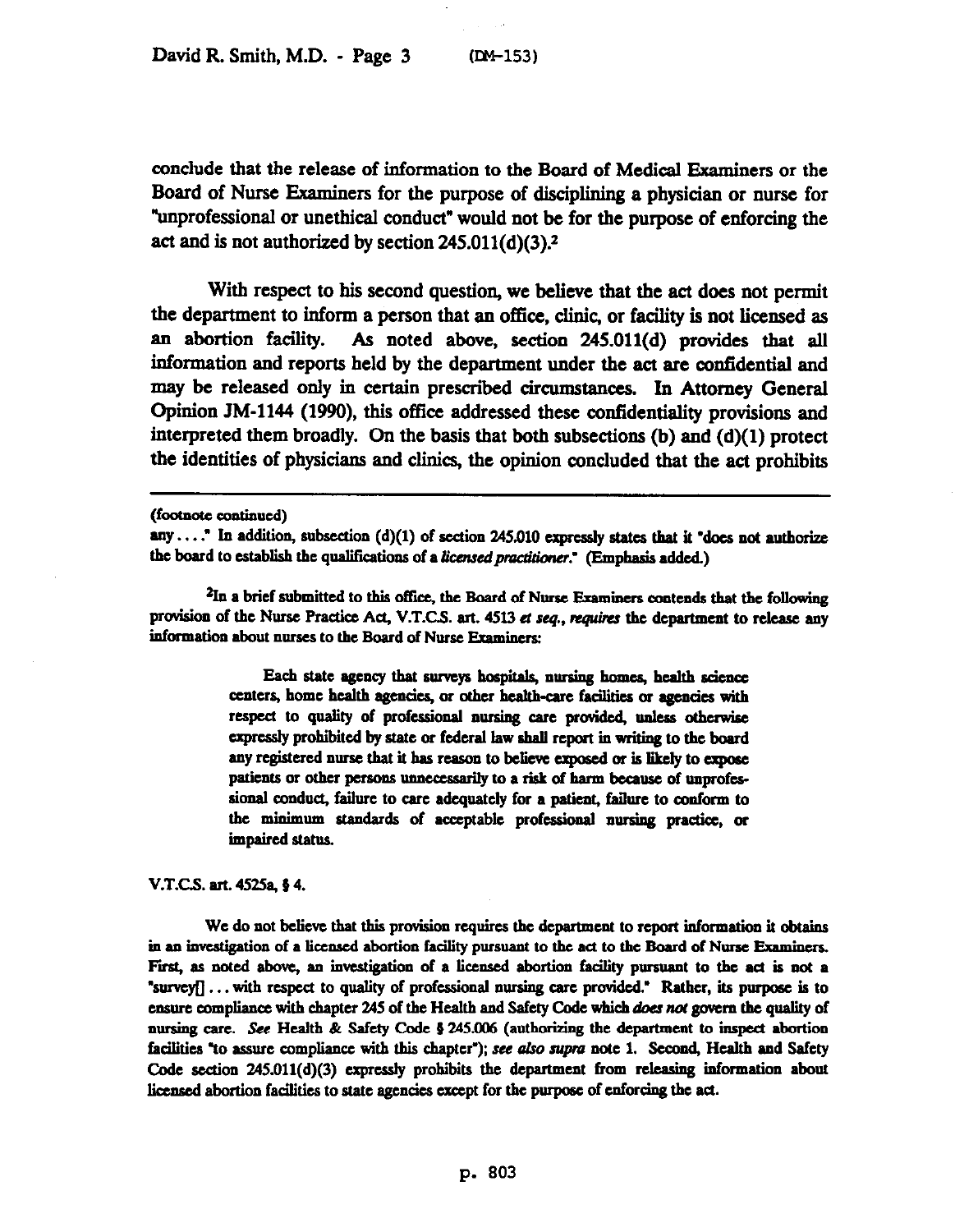conclude that the release of information to the Board of Medical Examiners or the Board of Nurse Examiners for the purpose of disciplining a physician or nurse for "unprofessional or unethical conduct" would not be for the purpose of enforcing the act and is not authorized by section 245.011(d)(3).[2]

With respect to his second question, we believe that the act does not permit the department to inform a person that an office, clinic, or facility is not licensed as an abortion facility. As noted above, section 245.011(d) provides that all information and reports held by the department under the act are confidential and may be released only in certain prescribed circumstances. In Attorney General Opinion JM-1144 (1990), this office addressed these confidentiality provisions and interpreted them broadly. On the basis that both subsections (b) and (d)(1) protect the identities of physicians and clinics, the opinion concluded that the act prohibits

---

(footnote continued)

any . . . ." In addition, subsection (d)(1) of section 245.010 expressly states that it "does not authorize the board to establish the qualifications of a *licensed practitioner*." (Emphasis added.)

[2]In a brief submitted to this office, the Board of Nurse Examiners contends that the following provision of the Nurse Practice Act, V.T.C.S. art. 4513 *et seq.*, *requires* the department to release any information about nurses to the Board of Nurse Examiners:

> Each state agency that surveys hospitals, nursing homes, health science centers, home health agencies, or other health-care facilities or agencies with respect to quality of professional nursing care provided, unless otherwise expressly prohibited by state or federal law shall report in writing to the board any registered nurse that it has reason to believe exposed or is likely to expose patients or other persons unnecessarily to a risk of harm because of unprofessional conduct, failure to care adequately for a patient, failure to conform to the minimum standards of acceptable professional nursing practice, or impaired status.

V.T.C.S. art. 4525a, § 4.

We do not believe that this provision requires the department to report information it obtains in an investigation of a licensed abortion facility pursuant to the act to the Board of Nurse Examiners. First, as noted above, an investigation of a licensed abortion facility pursuant to the act is not a "survey[] . . . with respect to quality of professional nursing care provided." Rather, its purpose is to ensure compliance with chapter 245 of the Health and Safety Code which *does not* govern the quality of nursing care. *See* Health & Safety Code § 245.006 (authorizing the department to inspect abortion facilities "to assure compliance with this chapter"); *see also supra* note 1. Second, Health and Safety Code section 245.011(d)(3) expressly prohibits the department from releasing information about licensed abortion facilities to state agencies except for the purpose of enforcing the act.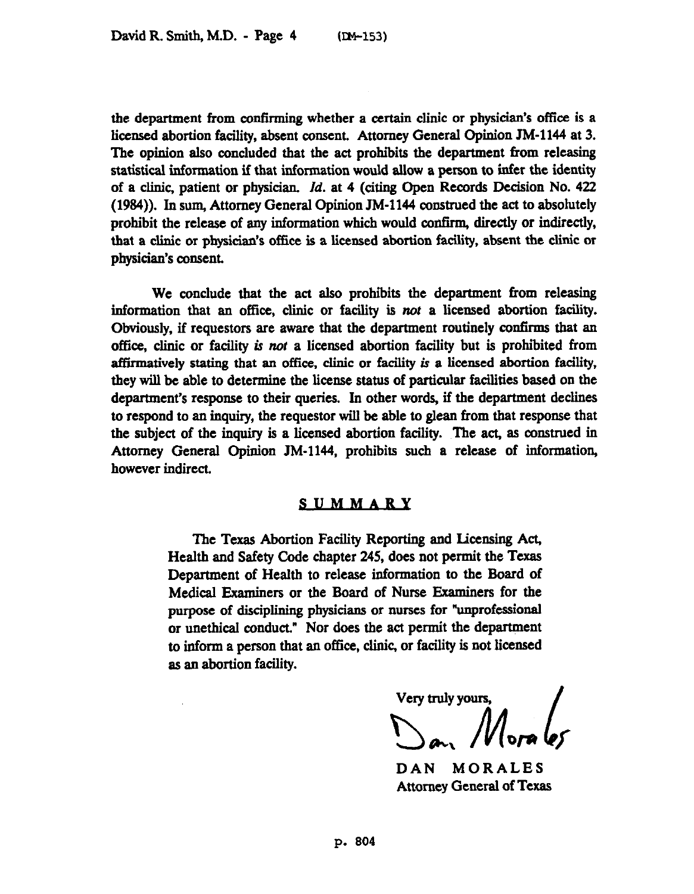the department from confirming whether a certain clinic or physician's office is a licensed abortion facility, absent consent. Attorney General Opinion JM-1144 at 3. The opinion also concluded that the act prohibits the department from releasing statistical information if that information would allow a person to infer the identity of a clinic, patient or physician. *Id.* at 4 (citing Open Records Decision No. 422 (1984)). In sum, Attorney General Opinion JM-1144 construed the act to absolutely prohibit the release of any information which would confirm, directly or indirectly, that a clinic or physician's office is a licensed abortion facility, absent the clinic or physician's consent.

We conclude that the act also prohibits the department from releasing information that an office, clinic or facility is *not* a licensed abortion facility. Obviously, if requestors are aware that the department routinely confirms that an office, clinic or facility *is not* a licensed abortion facility but is prohibited from affirmatively stating that an office, clinic or facility *is* a licensed abortion facility, they will be able to determine the license status of particular facilities based on the department's response to their queries. In other words, if the department declines to respond to an inquiry, the requestor will be able to glean from that response that the subject of the inquiry is a licensed abortion facility. The act, as construed in Attorney General Opinion JM-1144, prohibits such a release of information, however indirect.

## SUMMARY

The Texas Abortion Facility Reporting and Licensing Act, Health and Safety Code chapter 245, does not permit the Texas Department of Health to release information to the Board of Medical Examiners or the Board of Nurse Examiners for the purpose of disciplining physicians or nurses for "unprofessional or unethical conduct." Nor does the act permit the department to inform a person that an office, clinic, or facility is not licensed as an abortion facility.

Very truly yours,

Dan Morales

DAN MORALES
Attorney General of Texas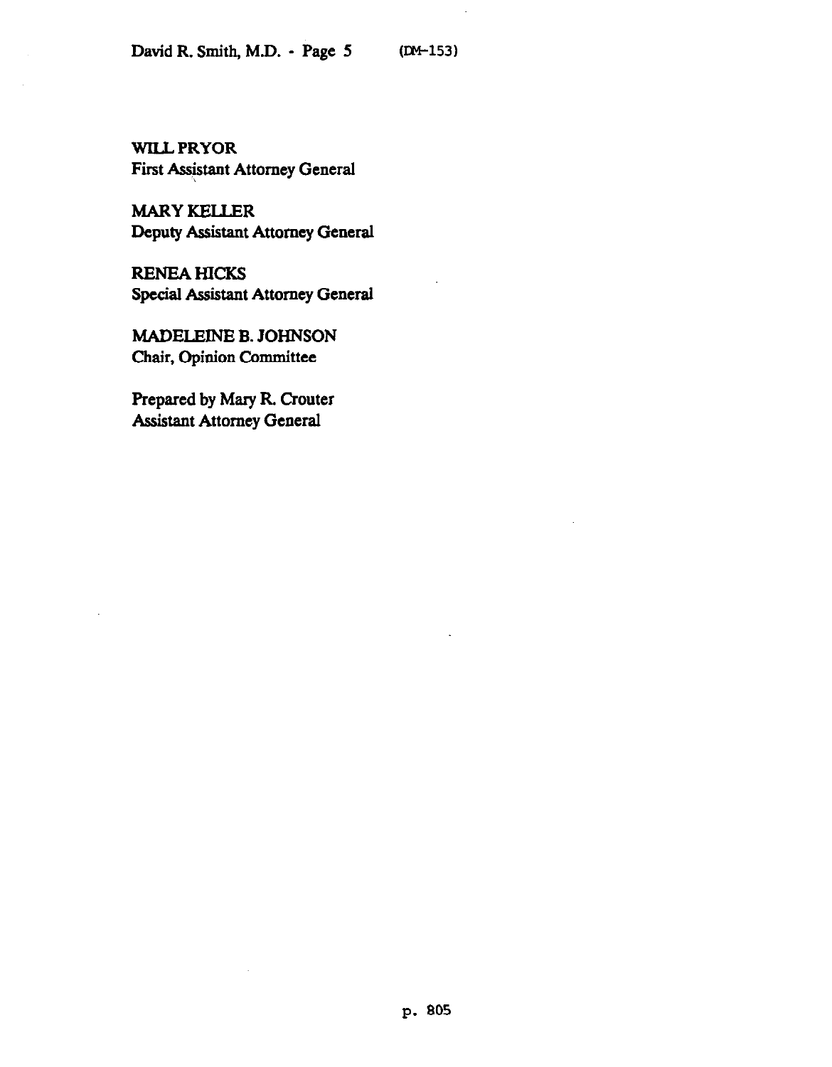WILL PRYOR
First Assistant Attorney General

MARY KELLER
Deputy Assistant Attorney General

RENEA HICKS
Special Assistant Attorney General

MADELEINE B. JOHNSON
Chair, Opinion Committee

Prepared by Mary R. Crouter
Assistant Attorney General